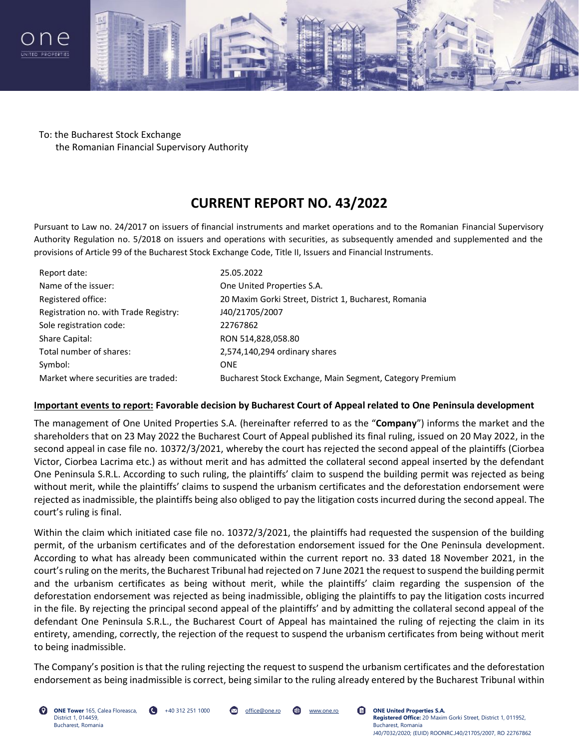To: the Bucharest Stock Exchange
the Romanian Financial Supervisory Authority

# CURRENT REPORT NO. 43/2022

Pursuant to Law no. 24/2017 on issuers of financial instruments and market operations and to the Romanian Financial Supervisory Authority Regulation no. 5/2018 on issuers and operations with securities, as subsequently amended and supplemented and the provisions of Article 99 of the Bucharest Stock Exchange Code, Title II, Issuers and Financial Instruments.

| | |
|---|---|
| Report date: | 25.05.2022 |
| Name of the issuer: | One United Properties S.A. |
| Registered office: | 20 Maxim Gorki Street, District 1, Bucharest, Romania |
| Registration no. with Trade Registry: | J40/21705/2007 |
| Sole registration code: | 22767862 |
| Share Capital: | RON 514,828,058.80 |
| Total number of shares: | 2,574,140,294 ordinary shares |
| Symbol: | ONE |
| Market where securities are traded: | Bucharest Stock Exchange, Main Segment, Category Premium |

**Important events to report: Favorable decision by Bucharest Court of Appeal related to One Peninsula development**

The management of One United Properties S.A. (hereinafter referred to as the "**Company**") informs the market and the shareholders that on 23 May 2022 the Bucharest Court of Appeal published its final ruling, issued on 20 May 2022, in the second appeal in case file no. 10372/3/2021, whereby the court has rejected the second appeal of the plaintiffs (Ciorbea Victor, Ciorbea Lacrima etc.) as without merit and has admitted the collateral second appeal inserted by the defendant One Peninsula S.R.L. According to such ruling, the plaintiffs' claim to suspend the building permit was rejected as being without merit, while the plaintiffs' claims to suspend the urbanism certificates and the deforestation endorsement were rejected as inadmissible, the plaintiffs being also obliged to pay the litigation costs incurred during the second appeal. The court's ruling is final.

Within the claim which initiated case file no. 10372/3/2021, the plaintiffs had requested the suspension of the building permit, of the urbanism certificates and of the deforestation endorsement issued for the One Peninsula development. According to what has already been communicated within the current report no. 33 dated 18 November 2021, in the court's ruling on the merits, the Bucharest Tribunal had rejected on 7 June 2021 the request to suspend the building permit and the urbanism certificates as being without merit, while the plaintiffs' claim regarding the suspension of the deforestation endorsement was rejected as being inadmissible, obliging the plaintiffs to pay the litigation costs incurred in the file. By rejecting the principal second appeal of the plaintiffs' and by admitting the collateral second appeal of the defendant One Peninsula S.R.L., the Bucharest Court of Appeal has maintained the ruling of rejecting the claim in its entirety, amending, correctly, the rejection of the request to suspend the urbanism certificates from being without merit to being inadmissible.

The Company's position is that the ruling rejecting the request to suspend the urbanism certificates and the deforestation endorsement as being inadmissible is correct, being similar to the ruling already entered by the Bucharest Tribunal within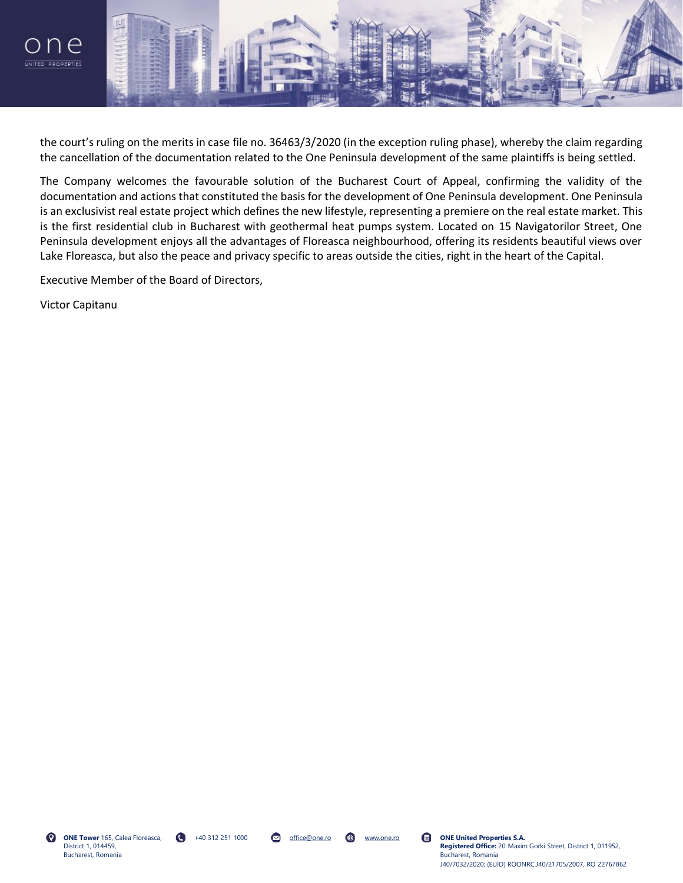the court's ruling on the merits in case file no. 36463/3/2020 (in the exception ruling phase), whereby the claim regarding the cancellation of the documentation related to the One Peninsula development of the same plaintiffs is being settled.

The Company welcomes the favourable solution of the Bucharest Court of Appeal, confirming the validity of the documentation and actions that constituted the basis for the development of One Peninsula development. One Peninsula is an exclusivist real estate project which defines the new lifestyle, representing a premiere on the real estate market. This is the first residential club in Bucharest with geothermal heat pumps system. Located on 15 Navigatorilor Street, One Peninsula development enjoys all the advantages of Floreasca neighbourhood, offering its residents beautiful views over Lake Floreasca, but also the peace and privacy specific to areas outside the cities, right in the heart of the Capital.

Executive Member of the Board of Directors,

Victor Capitanu